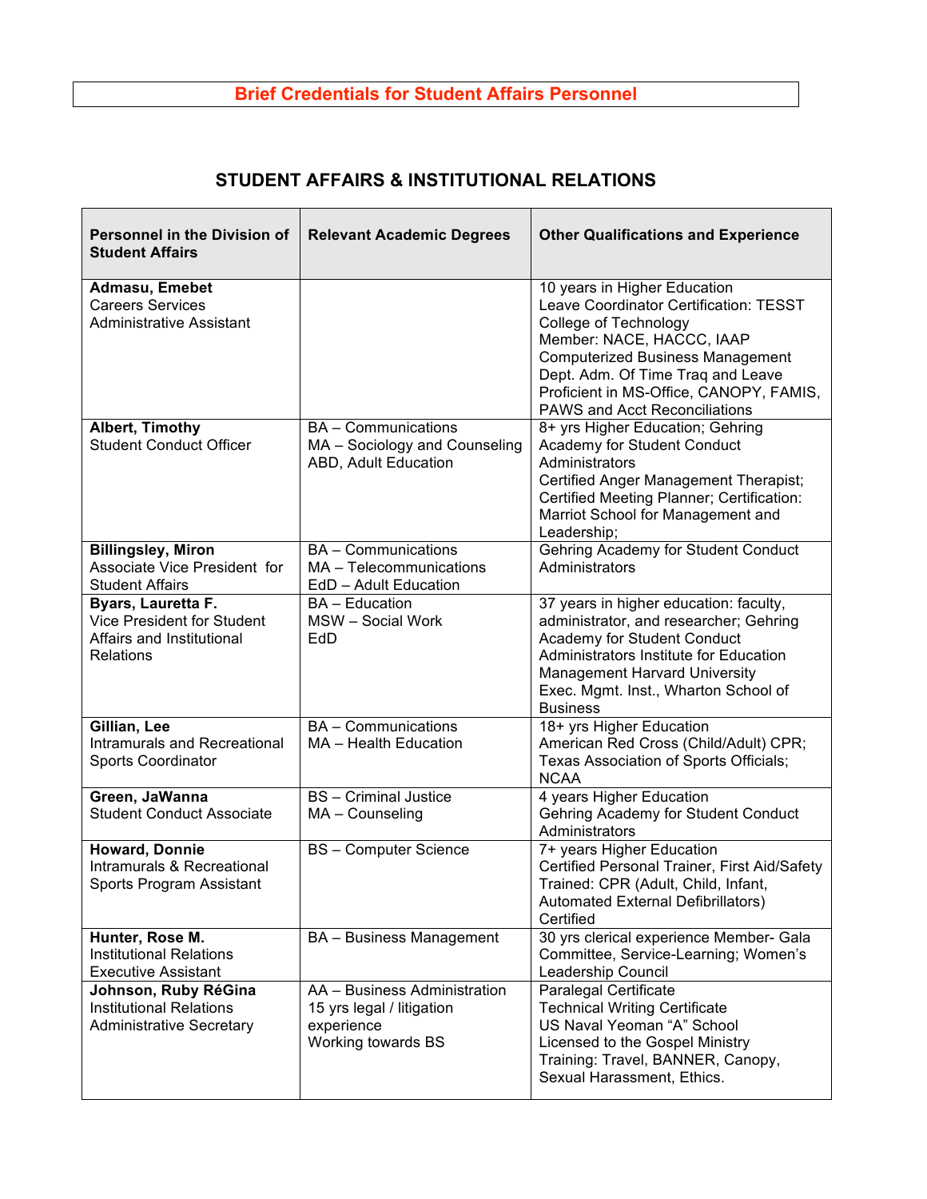# Brief Credentials for Student Affairs Personnel

## STUDENT AFFAIRS & INSTITUTIONAL RELATIONS

| Personnel in the Division of Student Affairs | Relevant Academic Degrees | Other Qualifications and Experience |
|---|---|---|
| **Admasu, Emebet**<br>Careers Services Administrative Assistant | | 10 years in Higher Education<br>Leave Coordinator Certification: TESST College of Technology<br>Member: NACE, HACCC, IAAP<br>Computerized Business Management<br>Dept. Adm. Of Time Traq and Leave<br>Proficient in MS-Office, CANOPY, FAMIS, PAWS and Acct Reconciliations |
| **Albert, Timothy**<br>Student Conduct Officer | BA – Communications<br>MA – Sociology and Counseling<br>ABD, Adult Education | 8+ yrs Higher Education; Gehring Academy for Student Conduct Administrators<br>Certified Anger Management Therapist; Certified Meeting Planner; Certification: Marriot School for Management and Leadership; |
| **Billingsley, Miron**<br>Associate Vice President for Student Affairs | BA – Communications<br>MA – Telecommunications<br>EdD – Adult Education | Gehring Academy for Student Conduct Administrators |
| **Byars, Lauretta F.**<br>Vice President for Student Affairs and Institutional Relations | BA – Education<br>MSW – Social Work<br>EdD | 37 years in higher education: faculty, administrator, and researcher; Gehring Academy for Student Conduct Administrators Institute for Education Management Harvard University<br>Exec. Mgmt. Inst., Wharton School of Business |
| **Gillian, Lee**<br>Intramurals and Recreational Sports Coordinator | BA – Communications<br>MA – Health Education | 18+ yrs Higher Education<br>American Red Cross (Child/Adult) CPR; Texas Association of Sports Officials; NCAA |
| **Green, JaWanna**<br>Student Conduct Associate | BS – Criminal Justice<br>MA – Counseling | 4 years Higher Education<br>Gehring Academy for Student Conduct Administrators |
| **Howard, Donnie**<br>Intramurals & Recreational Sports Program Assistant | BS – Computer Science | 7+ years Higher Education<br>Certified Personal Trainer, First Aid/Safety Trained: CPR (Adult, Child, Infant, Automated External Defibrillators) Certified |
| **Hunter, Rose M.**<br>Institutional Relations Executive Assistant | BA – Business Management | 30 yrs clerical experience Member- Gala Committee, Service-Learning; Women's Leadership Council |
| **Johnson, Ruby RéGina**<br>Institutional Relations Administrative Secretary | AA – Business Administration<br>15 yrs legal / litigation experience<br>Working towards BS | Paralegal Certificate<br>Technical Writing Certificate<br>US Naval Yeoman "A" School<br>Licensed to the Gospel Ministry<br>Training: Travel, BANNER, Canopy, Sexual Harassment, Ethics. |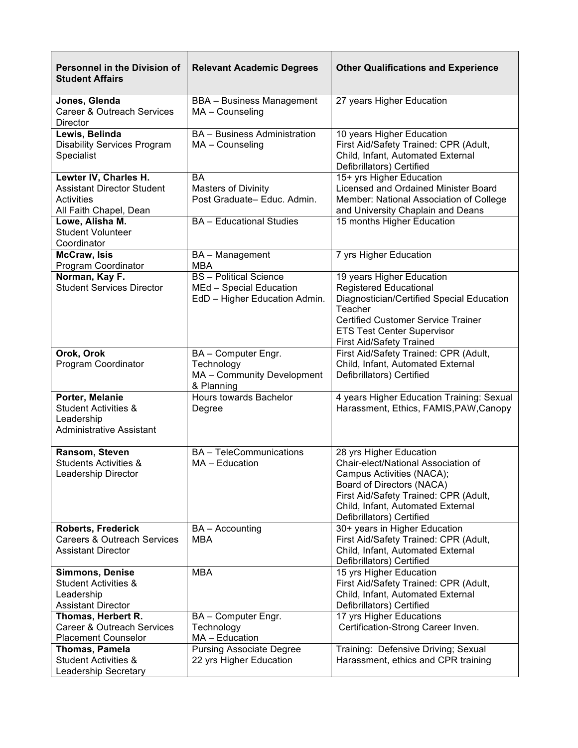| Personnel in the Division of Student Affairs | Relevant Academic Degrees | Other Qualifications and Experience |
|---|---|---|
| **Jones, Glenda**<br>Career & Outreach Services Director | BBA – Business Management<br>MA – Counseling | 27 years Higher Education |
| **Lewis, Belinda**<br>Disability Services Program Specialist | BA – Business Administration<br>MA – Counseling | 10 years Higher Education<br>First Aid/Safety Trained: CPR (Adult, Child, Infant, Automated External Defibrillators) Certified |
| **Lewter IV, Charles H.**<br>Assistant Director Student Activities<br>All Faith Chapel, Dean | BA<br>Masters of Divinity<br>Post Graduate– Educ. Admin. | 15+ yrs Higher Education<br>Licensed and Ordained Minister Board Member: National Association of College and University Chaplain and Deans |
| **Lowe, Alisha M.**<br>Student Volunteer Coordinator | BA – Educational Studies | 15 months Higher Education |
| **McCraw, Isis**<br>Program Coordinator | BA – Management<br>MBA | 7 yrs Higher Education |
| **Norman, Kay F.**<br>Student Services Director | BS – Political Science<br>MEd – Special Education<br>EdD – Higher Education Admin. | 19 years Higher Education<br>Registered Educational Diagnostician/Certified Special Education Teacher<br>Certified Customer Service Trainer<br>ETS Test Center Supervisor<br>First Aid/Safety Trained |
| **Orok, Orok**<br>Program Coordinator | BA – Computer Engr. Technology<br>MA – Community Development & Planning | First Aid/Safety Trained: CPR (Adult, Child, Infant, Automated External Defibrillators) Certified |
| **Porter, Melanie**<br>Student Activities & Leadership<br>Administrative Assistant | Hours towards Bachelor Degree | 4 years Higher Education Training: Sexual Harassment, Ethics, FAMIS,PAW,Canopy |
| **Ransom, Steven**<br>Students Activities & Leadership Director | BA – TeleCommunications<br>MA – Education | 28 yrs Higher Education<br>Chair-elect/National Association of Campus Activities (NACA);<br>Board of Directors (NACA)<br>First Aid/Safety Trained: CPR (Adult, Child, Infant, Automated External Defibrillators) Certified |
| **Roberts, Frederick**<br>Careers & Outreach Services Assistant Director | BA – Accounting<br>MBA | 30+ years in Higher Education<br>First Aid/Safety Trained: CPR (Adult, Child, Infant, Automated External Defibrillators) Certified |
| **Simmons, Denise**<br>Student Activities & Leadership<br>Assistant Director | MBA | 15 yrs Higher Education<br>First Aid/Safety Trained: CPR (Adult, Child, Infant, Automated External Defibrillators) Certified |
| **Thomas, Herbert R.**<br>Career & Outreach Services Placement Counselor | BA – Computer Engr. Technology<br>MA – Education | 17 yrs Higher Educations<br>Certification-Strong Career Inven. |
| **Thomas, Pamela**<br>Student Activities & Leadership Secretary | Pursing Associate Degree<br>22 yrs Higher Education | Training: Defensive Driving; Sexual Harassment, ethics and CPR training |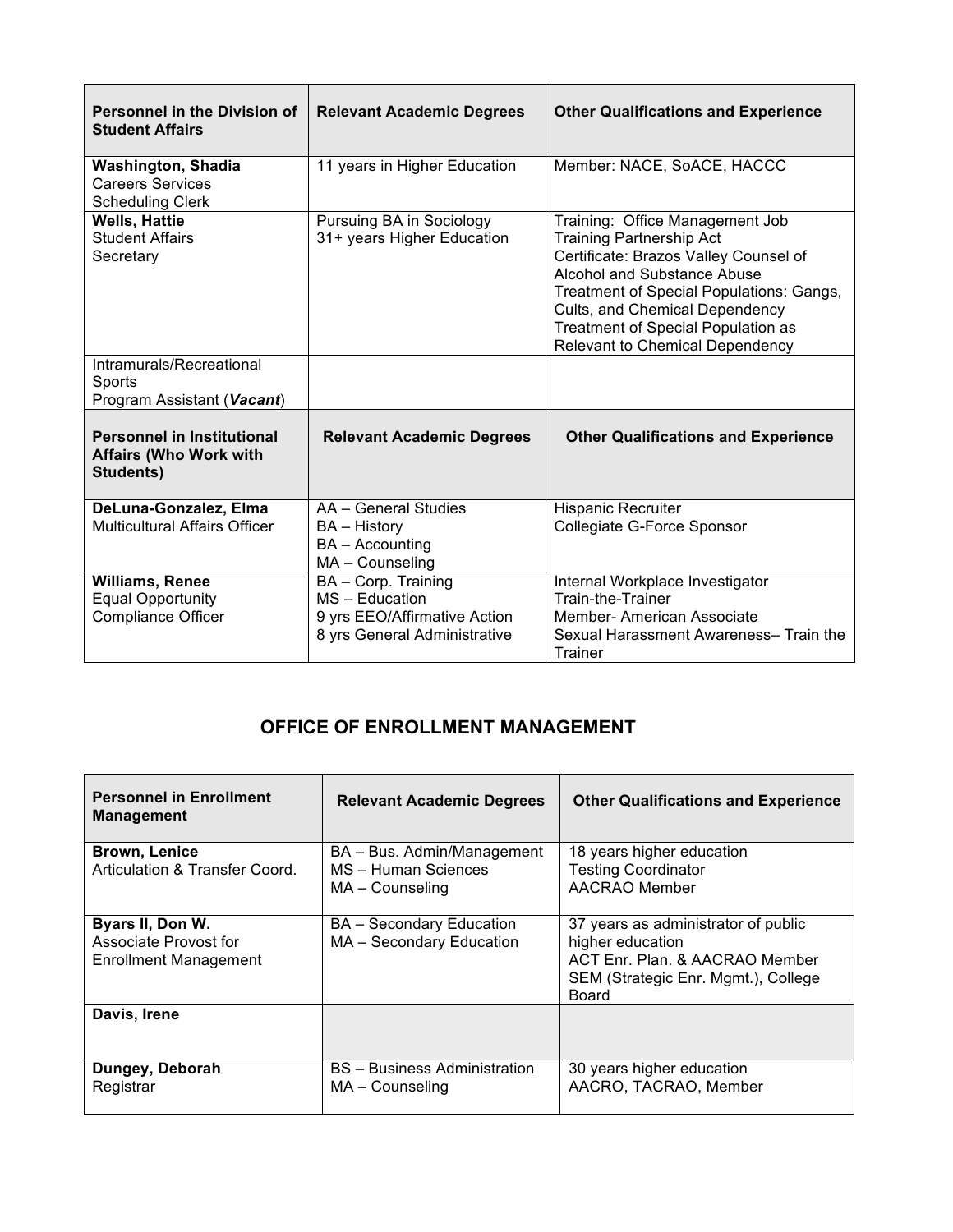| Personnel in the Division of Student Affairs | Relevant Academic Degrees | Other Qualifications and Experience |
|---|---|---|
| **Washington, Shadia**<br>Careers Services<br>Scheduling Clerk | 11 years in Higher Education | Member: NACE, SoACE, HACCC |
| **Wells, Hattie**<br>Student Affairs<br>Secretary | Pursuing BA in Sociology<br>31+ years Higher Education | Training: Office Management Job Training Partnership Act<br>Certificate: Brazos Valley Counsel of Alcohol and Substance Abuse<br>Treatment of Special Populations: Gangs, Cults, and Chemical Dependency<br>Treatment of Special Population as Relevant to Chemical Dependency |
| Intramurals/Recreational Sports<br>Program Assistant (***Vacant***) | | |
| **Personnel in Institutional Affairs (Who Work with Students)** | **Relevant Academic Degrees** | **Other Qualifications and Experience** |
| **DeLuna-Gonzalez, Elma**<br>Multicultural Affairs Officer | AA – General Studies<br>BA – History<br>BA – Accounting<br>MA – Counseling | Hispanic Recruiter<br>Collegiate G-Force Sponsor |
| **Williams, Renee**<br>Equal Opportunity<br>Compliance Officer | BA – Corp. Training<br>MS – Education<br>9 yrs EEO/Affirmative Action<br>8 yrs General Administrative | Internal Workplace Investigator<br>Train-the-Trainer<br>Member- American Associate<br>Sexual Harassment Awareness– Train the Trainer |

## OFFICE OF ENROLLMENT MANAGEMENT

| Personnel in Enrollment Management | Relevant Academic Degrees | Other Qualifications and Experience |
|---|---|---|
| **Brown, Lenice**<br>Articulation & Transfer Coord. | BA – Bus. Admin/Management<br>MS – Human Sciences<br>MA – Counseling | 18 years higher education<br>Testing Coordinator<br>AACRAO Member |
| **Byars II, Don W.**<br>Associate Provost for Enrollment Management | BA – Secondary Education<br>MA – Secondary Education | 37 years as administrator of public higher education<br>ACT Enr. Plan. & AACRAO Member<br>SEM (Strategic Enr. Mgmt.), College Board |
| **Davis, Irene** | | |
| **Dungey, Deborah**<br>Registrar | BS – Business Administration<br>MA – Counseling | 30 years higher education<br>AACRO, TACRAO, Member |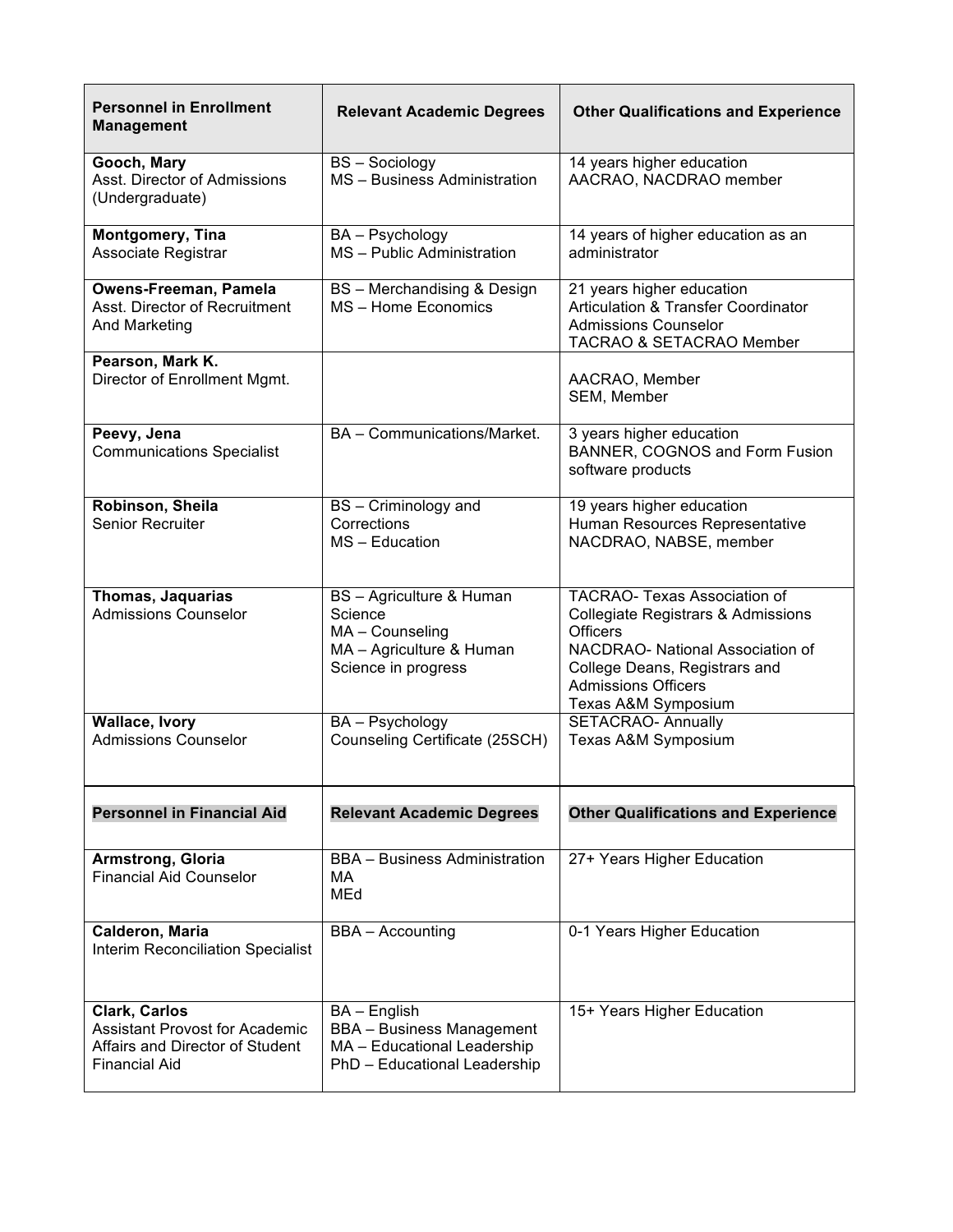| Personnel in Enrollment Management | Relevant Academic Degrees | Other Qualifications and Experience |
|---|---|---|
| **Gooch, Mary**<br>Asst. Director of Admissions (Undergraduate) | BS – Sociology<br>MS – Business Administration | 14 years higher education<br>AACRAO, NACDRAO member |
| **Montgomery, Tina**<br>Associate Registrar | BA – Psychology<br>MS – Public Administration | 14 years of higher education as an administrator |
| **Owens-Freeman, Pamela**<br>Asst. Director of Recruitment And Marketing | BS – Merchandising & Design<br>MS – Home Economics | 21 years higher education<br>Articulation & Transfer Coordinator<br>Admissions Counselor<br>TACRAO & SETACRAO Member |
| **Pearson, Mark K.**<br>Director of Enrollment Mgmt. | | AACRAO, Member<br>SEM, Member |
| **Peevy, Jena**<br>Communications Specialist | BA – Communications/Market. | 3 years higher education<br>BANNER, COGNOS and Form Fusion software products |
| **Robinson, Sheila**<br>Senior Recruiter | BS – Criminology and Corrections<br>MS – Education | 19 years higher education<br>Human Resources Representative<br>NACDRAO, NABSE, member |
| **Thomas, Jaquarias**<br>Admissions Counselor | BS – Agriculture & Human Science<br>MA – Counseling<br>MA – Agriculture & Human Science in progress | TACRAO- Texas Association of Collegiate Registrars & Admissions Officers<br>NACDRAO- National Association of College Deans, Registrars and Admissions Officers<br>Texas A&M Symposium |
| **Wallace, Ivory**<br>Admissions Counselor | BA – Psychology<br>Counseling Certificate (25SCH) | SETACRAO- Annually<br>Texas A&M Symposium |

| Personnel in Financial Aid | Relevant Academic Degrees | Other Qualifications and Experience |
|---|---|---|
| **Armstrong, Gloria**<br>Financial Aid Counselor | BBA – Business Administration<br>MA<br>MEd | 27+ Years Higher Education |
| **Calderon, Maria**<br>Interim Reconciliation Specialist | BBA – Accounting | 0-1 Years Higher Education |
| **Clark, Carlos**<br>Assistant Provost for Academic Affairs and Director of Student Financial Aid | BA – English<br>BBA – Business Management<br>MA – Educational Leadership<br>PhD – Educational Leadership | 15+ Years Higher Education |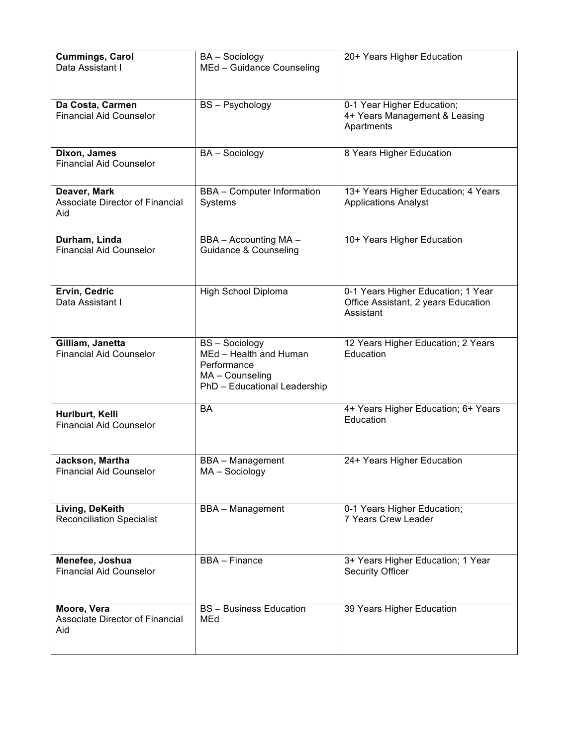| Name / Title | Education | Experience |
| --- | --- | --- |
| **Cummings, Carol**<br>Data Assistant I | BA – Sociology<br>MEd – Guidance Counseling | 20+ Years Higher Education |
| **Da Costa, Carmen**<br>Financial Aid Counselor | BS – Psychology | 0-1 Year Higher Education;<br>4+ Years Management & Leasing Apartments |
| **Dixon, James**<br>Financial Aid Counselor | BA – Sociology | 8 Years Higher Education |
| **Deaver, Mark**<br>Associate Director of Financial Aid | BBA – Computer Information Systems | 13+ Years Higher Education; 4 Years Applications Analyst |
| **Durham, Linda**<br>Financial Aid Counselor | BBA – Accounting MA – Guidance & Counseling | 10+ Years Higher Education |
| **Ervin, Cedric**<br>Data Assistant I | High School Diploma | 0-1 Years Higher Education; 1 Year Office Assistant, 2 years Education Assistant |
| **Gilliam, Janetta**<br>Financial Aid Counselor | BS – Sociology<br>MEd – Health and Human Performance<br>MA – Counseling<br>PhD – Educational Leadership | 12 Years Higher Education; 2 Years Education |
| **Hurlburt, Kelli**<br>Financial Aid Counselor | BA | 4+ Years Higher Education; 6+ Years Education |
| **Jackson, Martha**<br>Financial Aid Counselor | BBA – Management<br>MA – Sociology | 24+ Years Higher Education |
| **Living, DeKeith**<br>Reconciliation Specialist | BBA – Management | 0-1 Years Higher Education;<br>7 Years Crew Leader |
| **Menefee, Joshua**<br>Financial Aid Counselor | BBA – Finance | 3+ Years Higher Education; 1 Year Security Officer |
| **Moore, Vera**<br>Associate Director of Financial Aid | BS – Business Education<br>MEd | 39 Years Higher Education |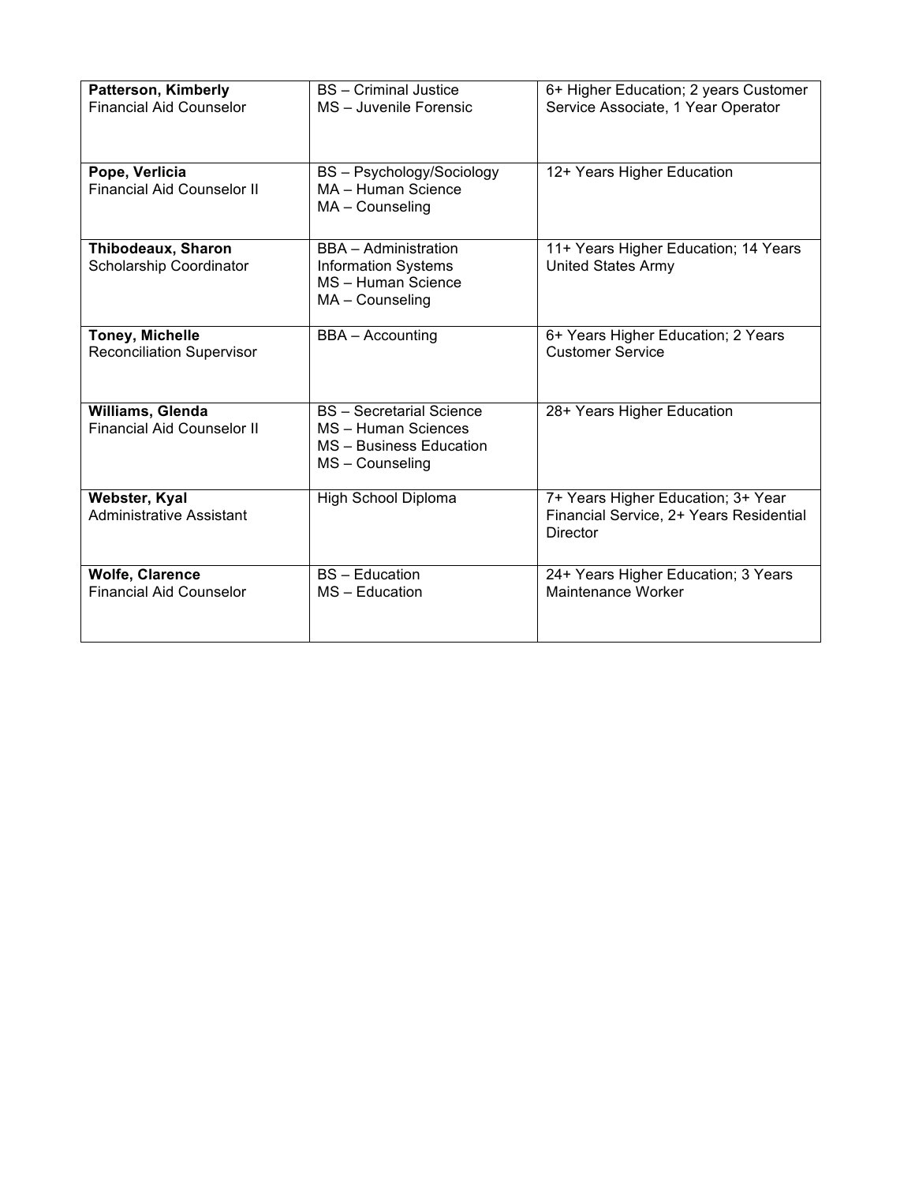| | | |
|---|---|---|
| **Patterson, Kimberly**<br>Financial Aid Counselor | BS – Criminal Justice<br>MS – Juvenile Forensic | 6+ Higher Education; 2 years Customer Service Associate, 1 Year Operator |
| **Pope, Verlicia**<br>Financial Aid Counselor II | BS – Psychology/Sociology<br>MA – Human Science<br>MA – Counseling | 12+ Years Higher Education |
| **Thibodeaux, Sharon**<br>Scholarship Coordinator | BBA – Administration Information Systems<br>MS – Human Science<br>MA – Counseling | 11+ Years Higher Education; 14 Years United States Army |
| **Toney, Michelle**<br>Reconciliation Supervisor | BBA – Accounting | 6+ Years Higher Education; 2 Years Customer Service |
| **Williams, Glenda**<br>Financial Aid Counselor II | BS – Secretarial Science<br>MS – Human Sciences<br>MS – Business Education<br>MS – Counseling | 28+ Years Higher Education |
| **Webster, Kyal**<br>Administrative Assistant | High School Diploma | 7+ Years Higher Education; 3+ Year Financial Service, 2+ Years Residential Director |
| **Wolfe, Clarence**<br>Financial Aid Counselor | BS – Education<br>MS – Education | 24+ Years Higher Education; 3 Years Maintenance Worker |